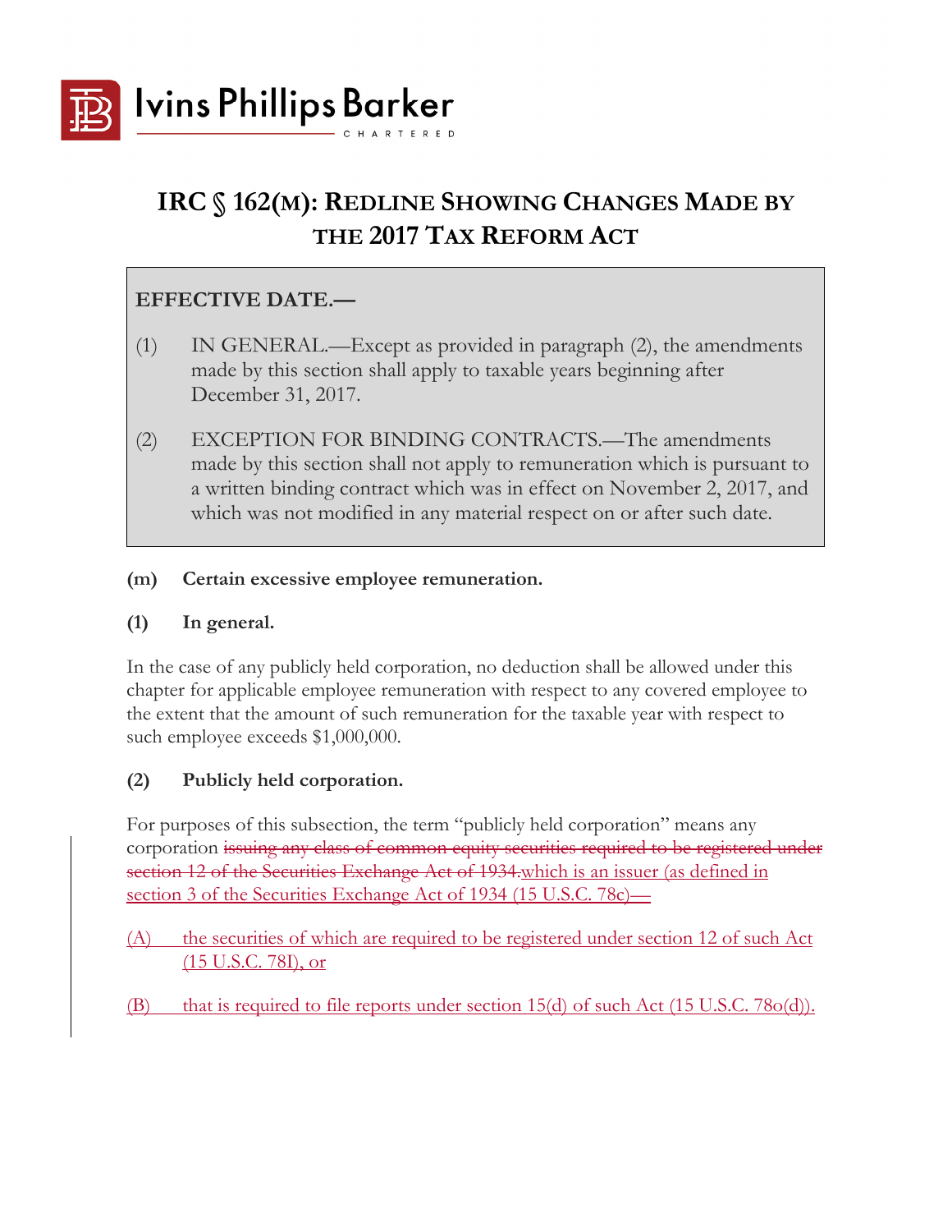Ivins Phillips Barker

CHARTERED

# IRC § 162(m): Redline Showing Changes Made by the 2017 Tax Reform Act

**EFFECTIVE DATE.—**

(1) IN GENERAL.—Except as provided in paragraph (2), the amendments made by this section shall apply to taxable years beginning after December 31, 2017.

(2) EXCEPTION FOR BINDING CONTRACTS.—The amendments made by this section shall not apply to remuneration which is pursuant to a written binding contract which was in effect on November 2, 2017, and which was not modified in any material respect on or after such date.

**(m) Certain excessive employee remuneration.**

**(1) In general.**

In the case of any publicly held corporation, no deduction shall be allowed under this chapter for applicable employee remuneration with respect to any covered employee to the extent that the amount of such remuneration for the taxable year with respect to such employee exceeds $1,000,000.

**(2) Publicly held corporation.**

For purposes of this subsection, the term "publicly held corporation" means any corporation ~~issuing any class of common equity securities required to be registered under section 12 of the Securities Exchange Act of 1934.~~<u>which is an issuer (as defined in section 3 of the Securities Exchange Act of 1934 (15 U.S.C. 78c)—</u>

<u>(A) the securities of which are required to be registered under section 12 of such Act (15 U.S.C. 78l), or</u>

<u>(B) that is required to file reports under section 15(d) of such Act (15 U.S.C. 78o(d)).</u>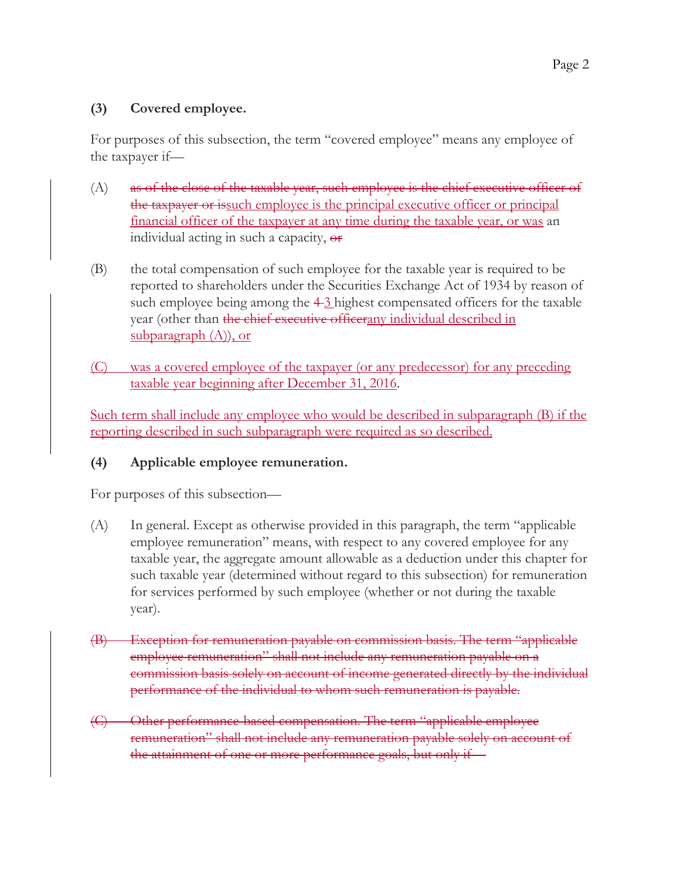**(3) Covered employee.**

For purposes of this subsection, the term "covered employee" means any employee of the taxpayer if—

(A) ~~as of the close of the taxable year, such employee is the chief executive officer of the taxpayer or is~~<u>such employee is the principal executive officer or principal financial officer of the taxpayer at any time during the taxable year, or was</u> an individual acting in such a capacity, ~~or~~

(B) the total compensation of such employee for the taxable year is required to be reported to shareholders under the Securities Exchange Act of 1934 by reason of such employee being among the ~~4~~ <u>3</u> highest compensated officers for the taxable year (other than ~~the chief executive officer~~<u>any individual described in subparagraph (A)</u>)<u>, or</u>

<u>(C) was a covered employee of the taxpayer (or any predecessor) for any preceding taxable year beginning after December 31, 2016</u>.

<u>Such term shall include any employee who would be described in subparagraph (B) if the reporting described in such subparagraph were required as so described.</u>

**(4) Applicable employee remuneration.**

For purposes of this subsection—

(A) In general. Except as otherwise provided in this paragraph, the term "applicable employee remuneration" means, with respect to any covered employee for any taxable year, the aggregate amount allowable as a deduction under this chapter for such taxable year (determined without regard to this subsection) for remuneration for services performed by such employee (whether or not during the taxable year).

~~(B) Exception for remuneration payable on commission basis. The term "applicable employee remuneration" shall not include any remuneration payable on a commission basis solely on account of income generated directly by the individual performance of the individual to whom such remuneration is payable.~~

~~(C) Other performance-based compensation. The term "applicable employee remuneration" shall not include any remuneration payable solely on account of the attainment of one or more performance goals, but only if—~~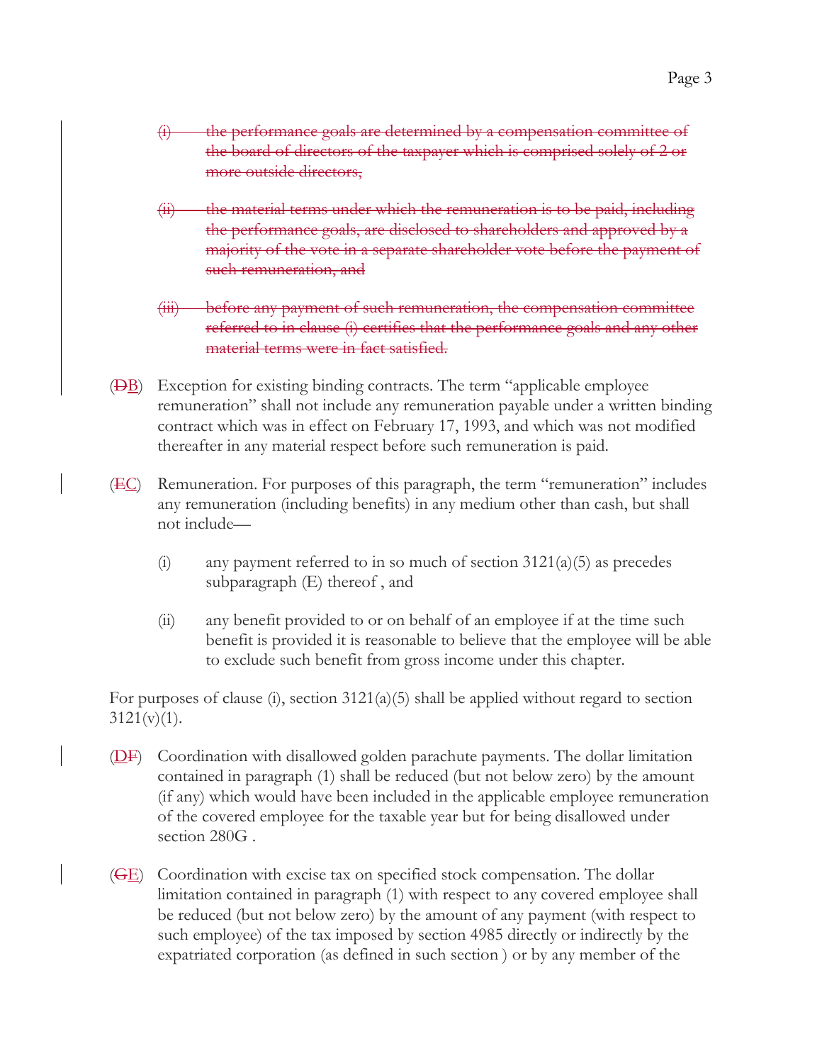~~(i) the performance goals are determined by a compensation committee of the board of directors of the taxpayer which is comprised solely of 2 or more outside directors,~~

~~(ii) the material terms under which the remuneration is to be paid, including the performance goals, are disclosed to shareholders and approved by a majority of the vote in a separate shareholder vote before the payment of such remuneration, and~~

~~(iii) before any payment of such remuneration, the compensation committee referred to in clause (i) certifies that the performance goals and any other material terms were in fact satisfied.~~

(~~D~~B) Exception for existing binding contracts. The term "applicable employee remuneration" shall not include any remuneration payable under a written binding contract which was in effect on February 17, 1993, and which was not modified thereafter in any material respect before such remuneration is paid.

(~~E~~C) Remuneration. For purposes of this paragraph, the term "remuneration" includes any remuneration (including benefits) in any medium other than cash, but shall not include—

(i) any payment referred to in so much of section 3121(a)(5) as precedes subparagraph (E) thereof , and

(ii) any benefit provided to or on behalf of an employee if at the time such benefit is provided it is reasonable to believe that the employee will be able to exclude such benefit from gross income under this chapter.

For purposes of clause (i), section 3121(a)(5) shall be applied without regard to section 3121(v)(1).

(D~~F~~) Coordination with disallowed golden parachute payments. The dollar limitation contained in paragraph (1) shall be reduced (but not below zero) by the amount (if any) which would have been included in the applicable employee remuneration of the covered employee for the taxable year but for being disallowed under section 280G .

(~~G~~E) Coordination with excise tax on specified stock compensation. The dollar limitation contained in paragraph (1) with respect to any covered employee shall be reduced (but not below zero) by the amount of any payment (with respect to such employee) of the tax imposed by section 4985 directly or indirectly by the expatriated corporation (as defined in such section ) or by any member of the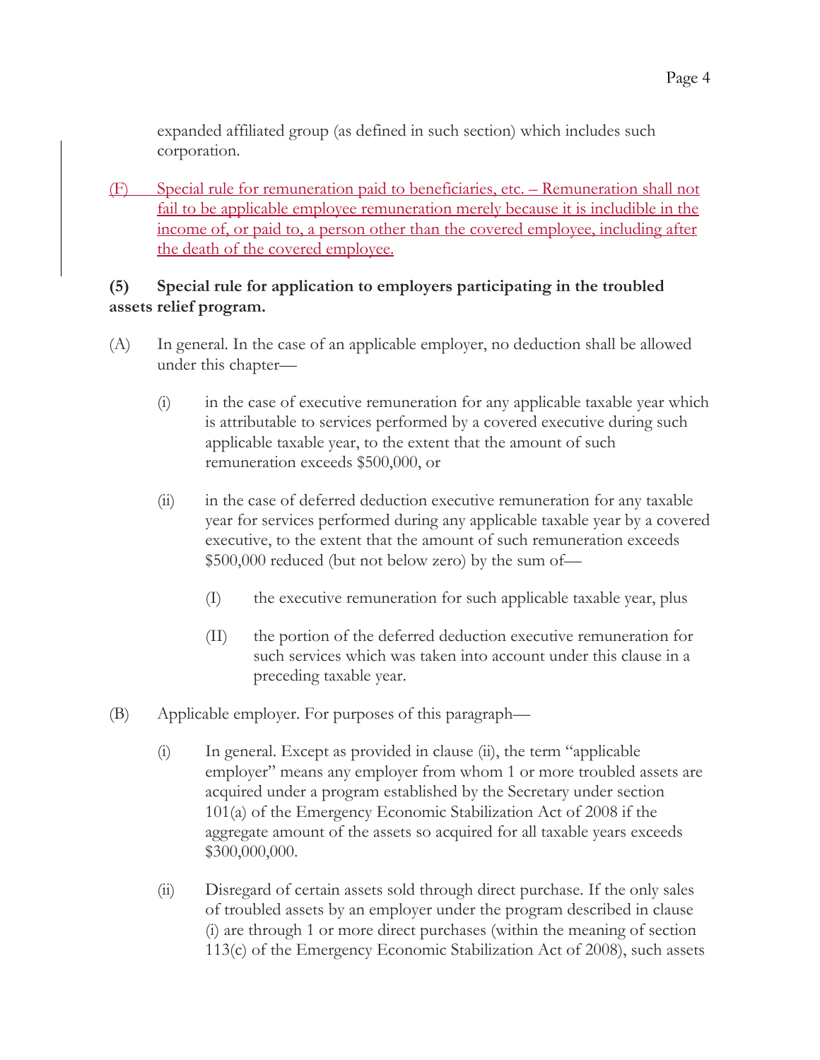expanded affiliated group (as defined in such section) which includes such corporation.

(F) Special rule for remuneration paid to beneficiaries, etc. – Remuneration shall not fail to be applicable employee remuneration merely because it is includible in the income of, or paid to, a person other than the covered employee, including after the death of the covered employee.

**(5) Special rule for application to employers participating in the troubled assets relief program.**

(A) In general. In the case of an applicable employer, no deduction shall be allowed under this chapter—

- (i) in the case of executive remuneration for any applicable taxable year which is attributable to services performed by a covered executive during such applicable taxable year, to the extent that the amount of such remuneration exceeds $500,000, or

- (ii) in the case of deferred deduction executive remuneration for any taxable year for services performed during any applicable taxable year by a covered executive, to the extent that the amount of such remuneration exceeds $500,000 reduced (but not below zero) by the sum of—

  - (I) the executive remuneration for such applicable taxable year, plus

  - (II) the portion of the deferred deduction executive remuneration for such services which was taken into account under this clause in a preceding taxable year.

(B) Applicable employer. For purposes of this paragraph—

- (i) In general. Except as provided in clause (ii), the term "applicable employer" means any employer from whom 1 or more troubled assets are acquired under a program established by the Secretary under section 101(a) of the Emergency Economic Stabilization Act of 2008 if the aggregate amount of the assets so acquired for all taxable years exceeds $300,000,000.

- (ii) Disregard of certain assets sold through direct purchase. If the only sales of troubled assets by an employer under the program described in clause (i) are through 1 or more direct purchases (within the meaning of section 113(c) of the Emergency Economic Stabilization Act of 2008), such assets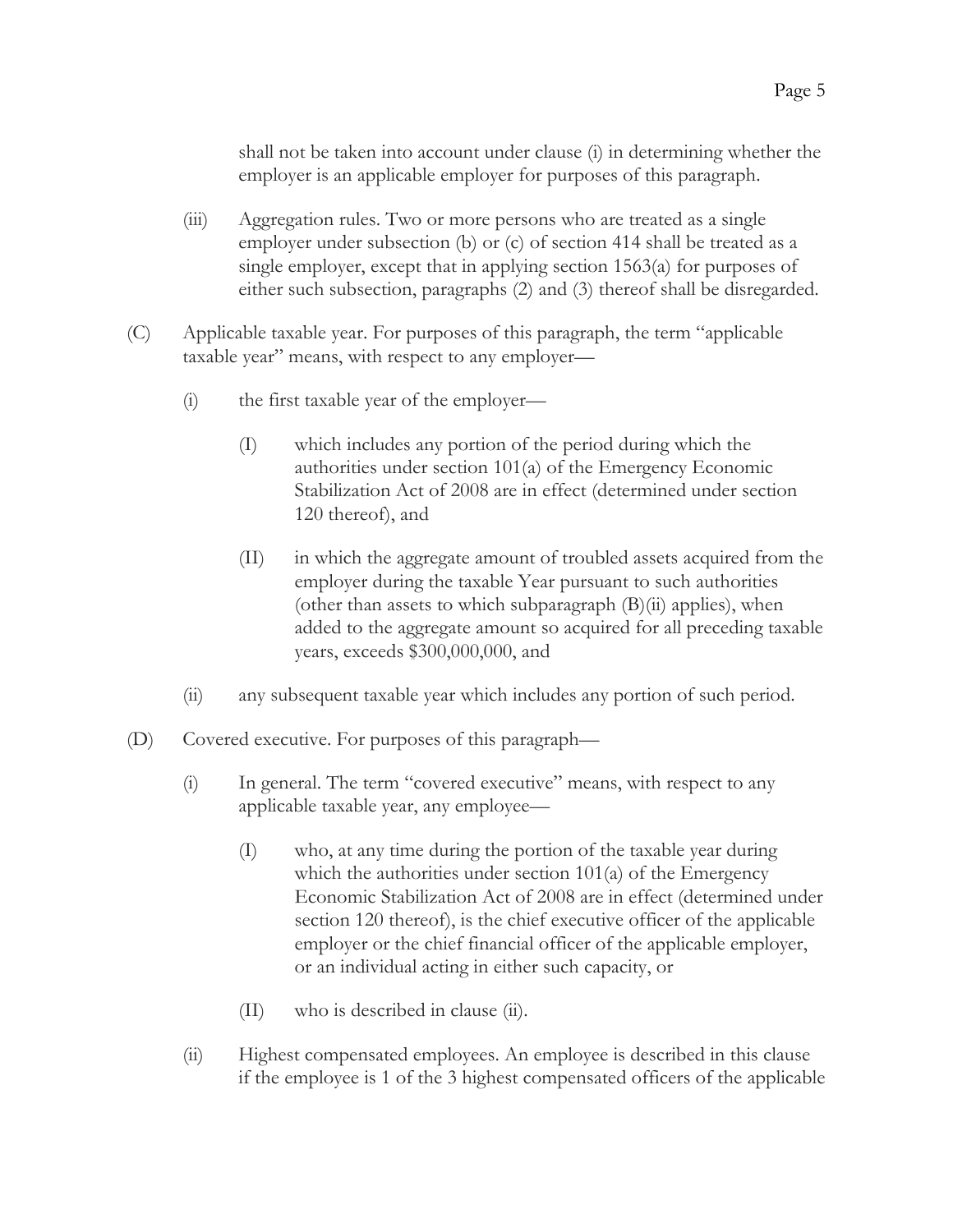shall not be taken into account under clause (i) in determining whether the employer is an applicable employer for purposes of this paragraph.

(iii) Aggregation rules. Two or more persons who are treated as a single employer under subsection (b) or (c) of section 414 shall be treated as a single employer, except that in applying section 1563(a) for purposes of either such subsection, paragraphs (2) and (3) thereof shall be disregarded.

(C) Applicable taxable year. For purposes of this paragraph, the term "applicable taxable year" means, with respect to any employer—

(i) the first taxable year of the employer—

(I) which includes any portion of the period during which the authorities under section 101(a) of the Emergency Economic Stabilization Act of 2008 are in effect (determined under section 120 thereof), and

(II) in which the aggregate amount of troubled assets acquired from the employer during the taxable Year pursuant to such authorities (other than assets to which subparagraph (B)(ii) applies), when added to the aggregate amount so acquired for all preceding taxable years, exceeds $300,000,000, and

(ii) any subsequent taxable year which includes any portion of such period.

(D) Covered executive. For purposes of this paragraph—

(i) In general. The term "covered executive" means, with respect to any applicable taxable year, any employee—

(I) who, at any time during the portion of the taxable year during which the authorities under section 101(a) of the Emergency Economic Stabilization Act of 2008 are in effect (determined under section 120 thereof), is the chief executive officer of the applicable employer or the chief financial officer of the applicable employer, or an individual acting in either such capacity, or

(II) who is described in clause (ii).

(ii) Highest compensated employees. An employee is described in this clause if the employee is 1 of the 3 highest compensated officers of the applicable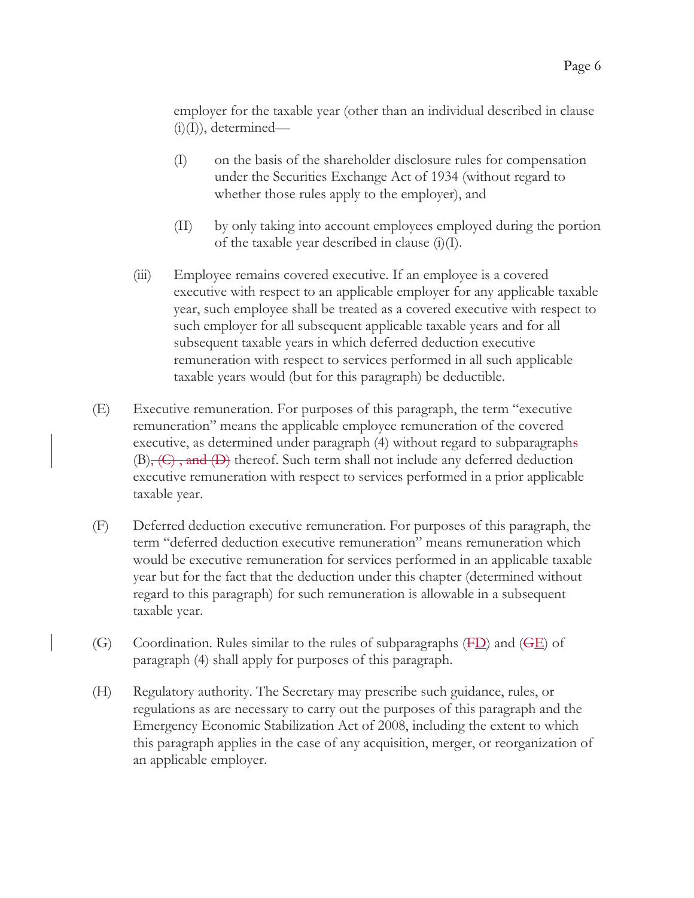employer for the taxable year (other than an individual described in clause (i)(I)), determined—

(I) on the basis of the shareholder disclosure rules for compensation under the Securities Exchange Act of 1934 (without regard to whether those rules apply to the employer), and

(II) by only taking into account employees employed during the portion of the taxable year described in clause (i)(I).

(iii) Employee remains covered executive. If an employee is a covered executive with respect to an applicable employer for any applicable taxable year, such employee shall be treated as a covered executive with respect to such employer for all subsequent applicable taxable years and for all subsequent taxable years in which deferred deduction executive remuneration with respect to services performed in all such applicable taxable years would (but for this paragraph) be deductible.

(E) Executive remuneration. For purposes of this paragraph, the term "executive remuneration" means the applicable employee remuneration of the covered executive, as determined under paragraph (4) without regard to subparagraph~~s~~ (B)~~, (C) , and (D)~~ thereof. Such term shall not include any deferred deduction executive remuneration with respect to services performed in a prior applicable taxable year.

(F) Deferred deduction executive remuneration. For purposes of this paragraph, the term "deferred deduction executive remuneration" means remuneration which would be executive remuneration for services performed in an applicable taxable year but for the fact that the deduction under this chapter (determined without regard to this paragraph) for such remuneration is allowable in a subsequent taxable year.

(G) Coordination. Rules similar to the rules of subparagraphs (~~F~~D) and (~~G~~E) of paragraph (4) shall apply for purposes of this paragraph.

(H) Regulatory authority. The Secretary may prescribe such guidance, rules, or regulations as are necessary to carry out the purposes of this paragraph and the Emergency Economic Stabilization Act of 2008, including the extent to which this paragraph applies in the case of any acquisition, merger, or reorganization of an applicable employer.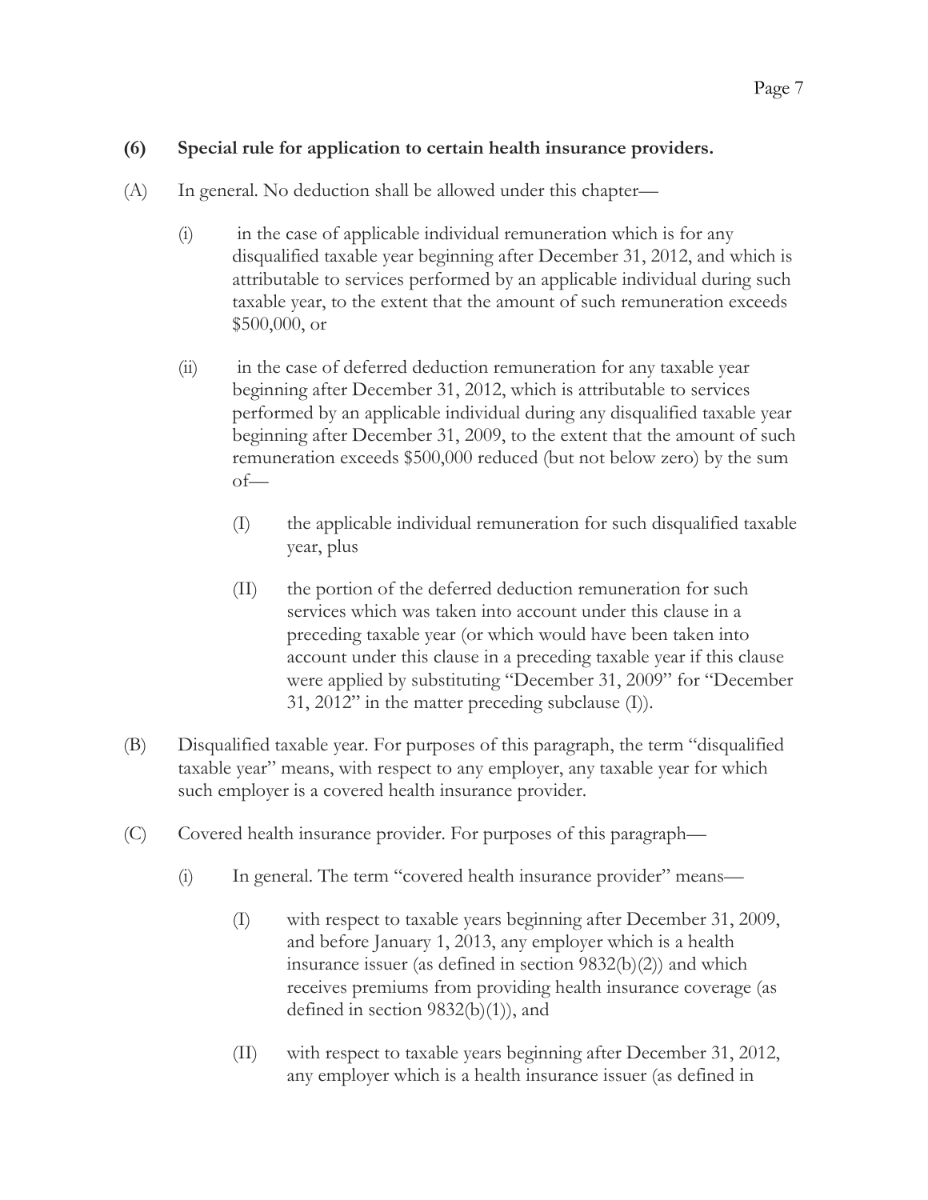**(6) Special rule for application to certain health insurance providers.**

(A) In general. No deduction shall be allowed under this chapter—

(i) in the case of applicable individual remuneration which is for any disqualified taxable year beginning after December 31, 2012, and which is attributable to services performed by an applicable individual during such taxable year, to the extent that the amount of such remuneration exceeds $500,000, or

(ii) in the case of deferred deduction remuneration for any taxable year beginning after December 31, 2012, which is attributable to services performed by an applicable individual during any disqualified taxable year beginning after December 31, 2009, to the extent that the amount of such remuneration exceeds $500,000 reduced (but not below zero) by the sum of—

(I) the applicable individual remuneration for such disqualified taxable year, plus

(II) the portion of the deferred deduction remuneration for such services which was taken into account under this clause in a preceding taxable year (or which would have been taken into account under this clause in a preceding taxable year if this clause were applied by substituting "December 31, 2009" for "December 31, 2012" in the matter preceding subclause (I)).

(B) Disqualified taxable year. For purposes of this paragraph, the term "disqualified taxable year" means, with respect to any employer, any taxable year for which such employer is a covered health insurance provider.

(C) Covered health insurance provider. For purposes of this paragraph—

(i) In general. The term "covered health insurance provider" means—

(I) with respect to taxable years beginning after December 31, 2009, and before January 1, 2013, any employer which is a health insurance issuer (as defined in section 9832(b)(2)) and which receives premiums from providing health insurance coverage (as defined in section 9832(b)(1)), and

(II) with respect to taxable years beginning after December 31, 2012, any employer which is a health insurance issuer (as defined in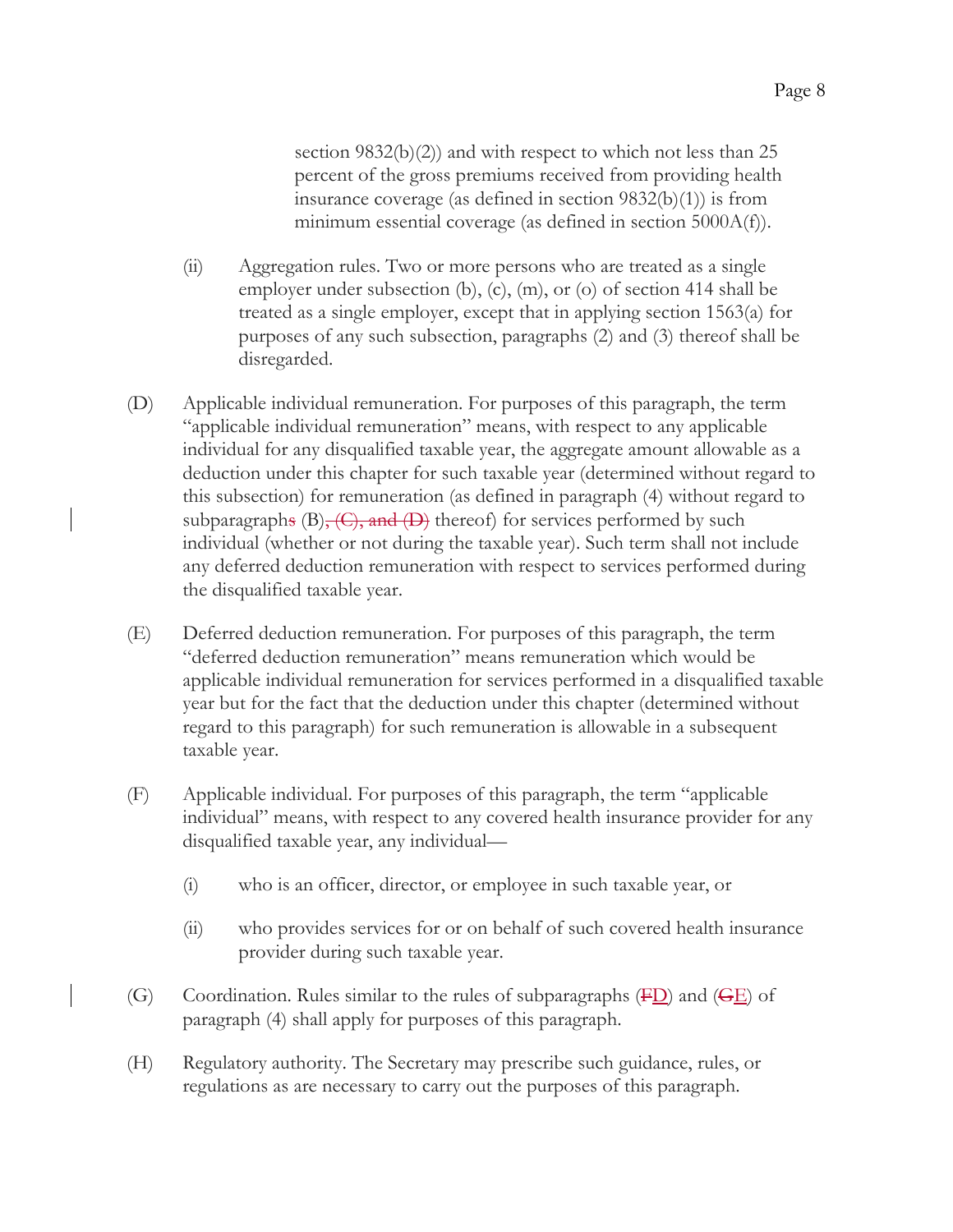section 9832(b)(2)) and with respect to which not less than 25 percent of the gross premiums received from providing health insurance coverage (as defined in section 9832(b)(1)) is from minimum essential coverage (as defined in section 5000A(f)).

(ii) Aggregation rules. Two or more persons who are treated as a single employer under subsection (b), (c), (m), or (o) of section 414 shall be treated as a single employer, except that in applying section 1563(a) for purposes of any such subsection, paragraphs (2) and (3) thereof shall be disregarded.

(D) Applicable individual remuneration. For purposes of this paragraph, the term "applicable individual remuneration" means, with respect to any applicable individual for any disqualified taxable year, the aggregate amount allowable as a deduction under this chapter for such taxable year (determined without regard to this subsection) for remuneration (as defined in paragraph (4) without regard to subparagraph~~s~~ (B)~~, (C), and (D)~~ thereof) for services performed by such individual (whether or not during the taxable year). Such term shall not include any deferred deduction remuneration with respect to services performed during the disqualified taxable year.

(E) Deferred deduction remuneration. For purposes of this paragraph, the term "deferred deduction remuneration" means remuneration which would be applicable individual remuneration for services performed in a disqualified taxable year but for the fact that the deduction under this chapter (determined without regard to this paragraph) for such remuneration is allowable in a subsequent taxable year.

(F) Applicable individual. For purposes of this paragraph, the term "applicable individual" means, with respect to any covered health insurance provider for any disqualified taxable year, any individual—

(i) who is an officer, director, or employee in such taxable year, or

(ii) who provides services for or on behalf of such covered health insurance provider during such taxable year.

(G) Coordination. Rules similar to the rules of subparagraphs (~~F~~D) and (~~G~~E) of paragraph (4) shall apply for purposes of this paragraph.

(H) Regulatory authority. The Secretary may prescribe such guidance, rules, or regulations as are necessary to carry out the purposes of this paragraph.